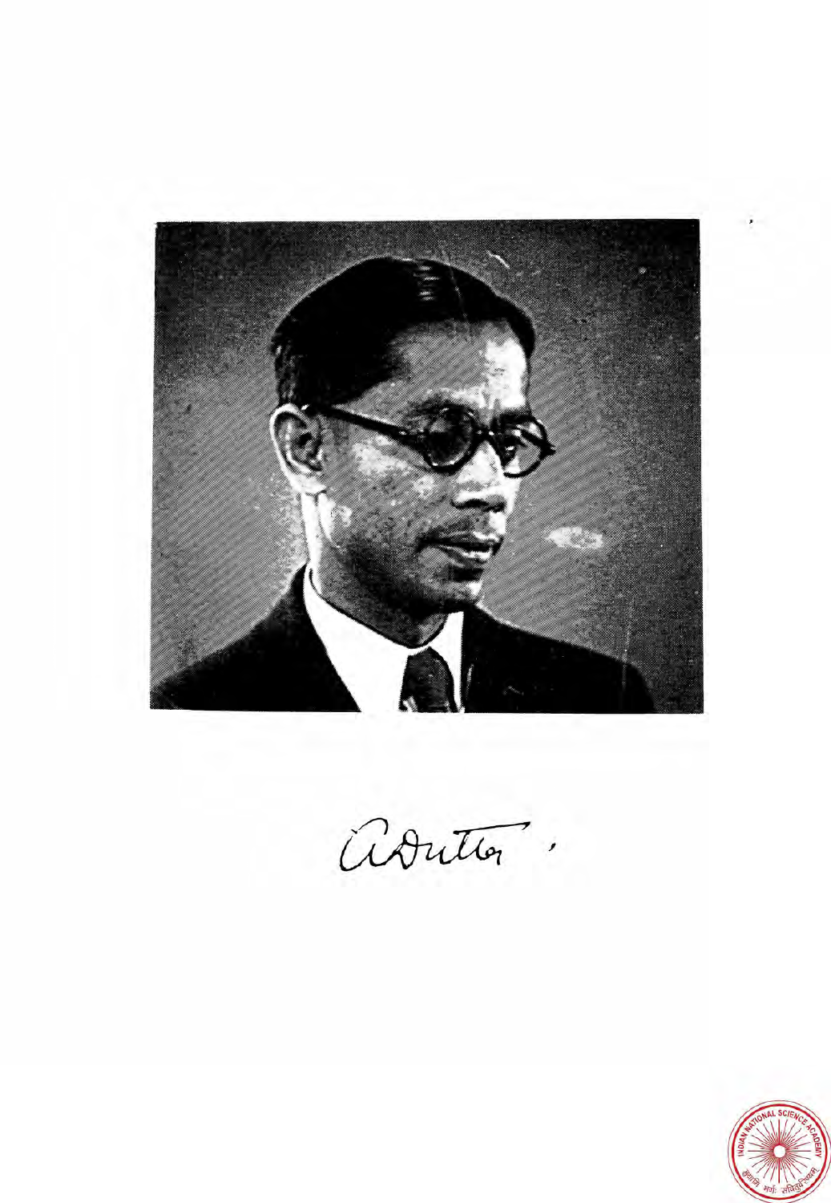ADutta.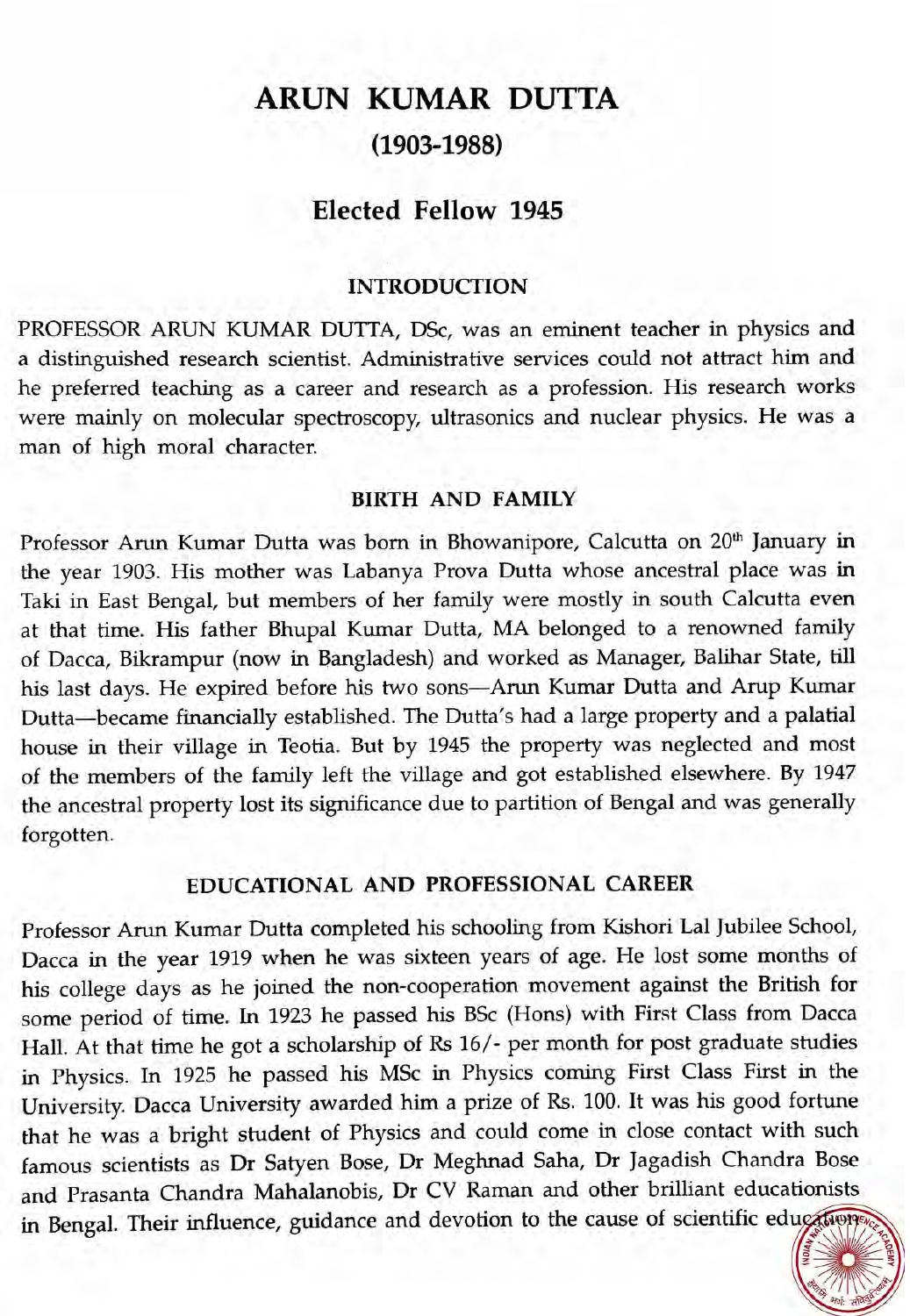# ARUN KUMAR DUTTA

## (1903-1988)

## Elected Fellow 1945

### INTRODUCTION

PROFESSOR ARUN KUMAR DUTTA, DSc, was an eminent teacher in physics and a distinguished research scientist. Administrative services could not attract him and he preferred teaching as a career and research as a profession. His research works were mainly on molecular spectroscopy, ultrasonics and nuclear physics. He was a man of high moral character.

### BIRTH AND FAMILY

Professor Arun Kumar Dutta was born in Bhowanipore, Calcutta on 20th January in the year 1903. His mother was Labanya Prova Dutta whose ancestral place was in Taki in East Bengal, but members of her family were mostly in south Calcutta even at that time. His father Bhupal Kumar Dutta, MA belonged to a renowned family of Dacca, Bikrampur (now in Bangladesh) and worked as Manager, Balihar State, till his last days. He expired before his two sons—Arun Kumar Dutta and Arup Kumar Dutta—became financially established. The Dutta's had a large property and a palatial house in their village in Teotia. But by 1945 the property was neglected and most of the members of the family left the village and got established elsewhere. By 1947 the ancestral property lost its significance due to partition of Bengal and was generally forgotten.

### EDUCATIONAL AND PROFESSIONAL CAREER

Professor Arun Kumar Dutta completed his schooling from Kishori Lal Jubilee School, Dacca in the year 1919 when he was sixteen years of age. He lost some months of his college days as he joined the non-cooperation movement against the British for some period of time. In 1923 he passed his BSc (Hons) with First Class from Dacca Hall. At that time he got a scholarship of Rs 16/- per month for post graduate studies in Physics. In 1925 he passed his MSc in Physics coming First Class First in the University. Dacca University awarded him a prize of Rs. 100. It was his good fortune that he was a bright student of Physics and could come in close contact with such famous scientists as Dr Satyen Bose, Dr Meghnad Saha, Dr Jagadish Chandra Bose and Prasanta Chandra Mahalanobis, Dr CV Raman and other brilliant educationists in Bengal. Their influence, guidance and devotion to the cause of scientific education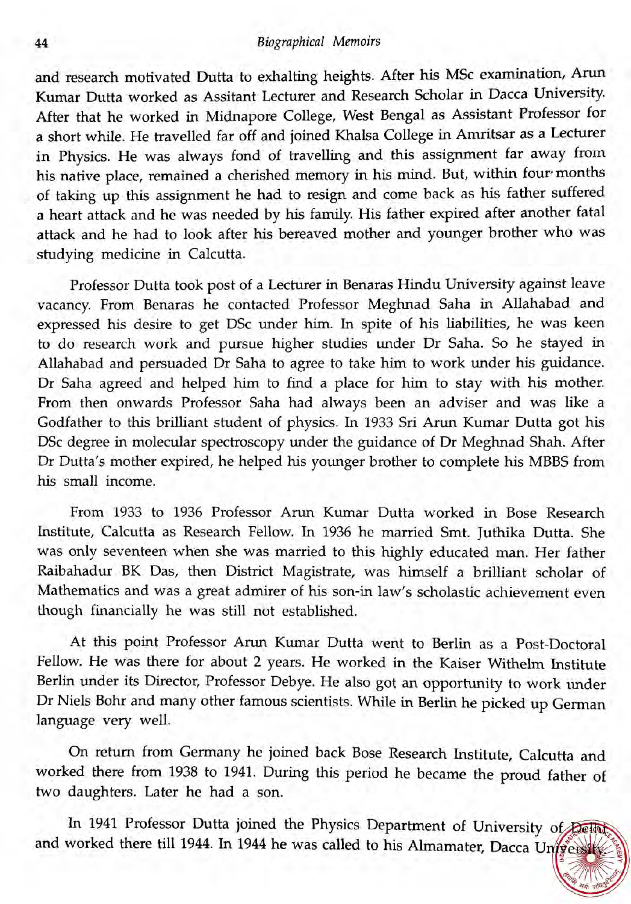and research motivated Dutta to exhalting heights. After his MSc examination, Arun Kumar Dutta worked as Assitant Lecturer and Research Scholar in Dacca University. After that he worked in Midnapore College, West Bengal as Assistant Professor for a short while. He travelled far off and joined Khalsa College in Amritsar as a Lecturer in Physics. He was always fond of travelling and this assignment far away from his native place, remained a cherished memory in his mind. But, within four months of taking up this assignment he had to resign and come back as his father suffered a heart attack and he was needed by his family. His father expired after another fatal attack and he had to look after his bereaved mother and younger brother who was studying medicine in Calcutta.

Professor Dutta took post of a Lecturer in Benaras Hindu University against leave vacancy. From Benaras he contacted Professor Meghnad Saha in Allahabad and expressed his desire to get DSc under him. In spite of his liabilities, he was keen to do research work and pursue higher studies under Dr Saha. So he stayed in Allahabad and persuaded Dr Saha to agree to take him to work under his guidance. Dr Saha agreed and helped him to find a place for him to stay with his mother. From then onwards Professor Saha had always been an adviser and was like a Godfather to this brilliant student of physics. In 1933 Sri Arun Kumar Dutta got his DSc degree in molecular spectroscopy under the guidance of Dr Meghnad Shah. After Dr Dutta's mother expired, he helped his younger brother to complete his MBBS from his small income.

From 1933 to 1936 Professor Arun Kumar Dutta worked in Bose Research Institute, Calcutta as Research Fellow. In 1936 he married Smt. Juthika Dutta. She was only seventeen when she was married to this highly educated man. Her father Raibahadur BK Das, then District Magistrate, was himself a brilliant scholar of Mathematics and was a great admirer of his son-in law's scholastic achievement even though financially he was still not established.

At this point Professor Arun Kumar Dutta went to Berlin as a Post-Doctoral Fellow. He was there for about 2 years. He worked in the Kaiser Withelm Institute Berlin under its Director, Professor Debye. He also got an opportunity to work under Dr Niels Bohr and many other famous scientists. While in Berlin he picked up German language very well.

On return from Germany he joined back Bose Research Institute, Calcutta and worked there from 1938 to 1941. During this period he became the proud father of two daughters. Later he had a son.

In 1941 Professor Dutta joined the Physics Department of University of Delhi and worked there till 1944. In 1944 he was called to his Almamater, Dacca University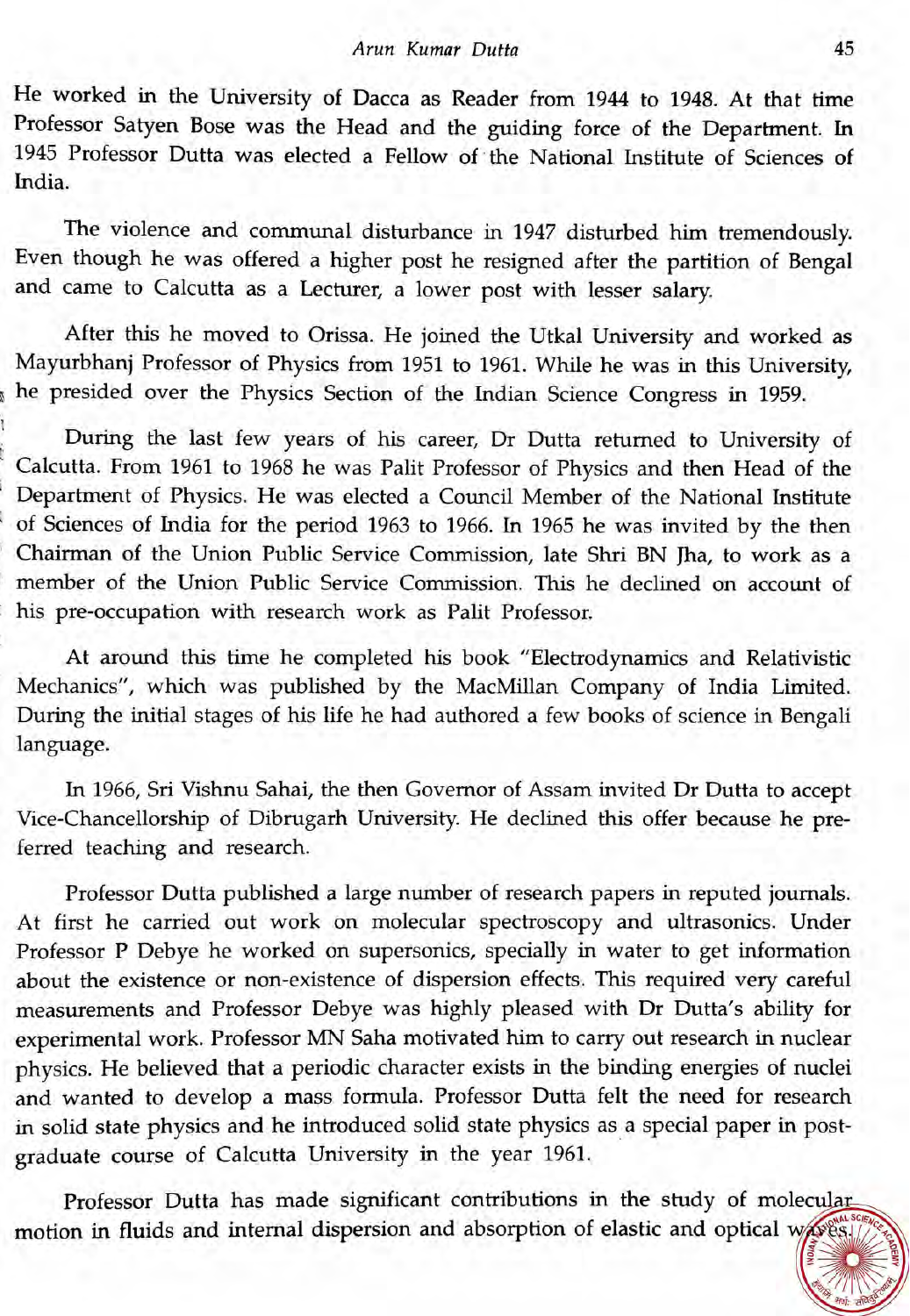He worked in the University of Dacca as Reader from 1944 to 1948. At that time Professor Satyen Bose was the Head and the guiding force of the Department. In 1945 Professor Dutta was elected a Fellow of the National Institute of Sciences of India.

The violence and communal disturbance in 1947 disturbed him tremendously. Even though he was offered a higher post he resigned after the partition of Bengal and came to Calcutta as a Lecturer, a lower post with lesser salary.

After this he moved to Orissa. He joined the Utkal University and worked as Mayurbhanj Professor of Physics from 1951 to 1961. While he was in this University, he presided over the Physics Section of the Indian Science Congress in 1959.

During the last few years of his career, Dr Dutta returned to University of Calcutta. From 1961 to 1968 he was Palit Professor of Physics and then Head of the Department of Physics. He was elected a Council Member of the National Institute of Sciences of India for the period 1963 to 1966. In 1965 he was invited by the then Chairman of the Union Public Service Commission, late Shri BN Jha, to work as a member of the Union Public Service Commission. This he declined on account of his pre-occupation with research work as Palit Professor.

At around this time he completed his book "Electrodynamics and Relativistic Mechanics", which was published by the MacMillan Company of India Limited. During the initial stages of his life he had authored a few books of science in Bengali language.

In 1966, Sri Vishnu Sahai, the then Governor of Assam invited Dr Dutta to accept Vice-Chancellorship of Dibrugarh University. He declined this offer because he preferred teaching and research.

Professor Dutta published a large number of research papers in reputed journals. At first he carried out work on molecular spectroscopy and ultrasonics. Under Professor P Debye he worked on supersonics, specially in water to get information about the existence or non-existence of dispersion effects. This required very careful measurements and Professor Debye was highly pleased with Dr Dutta's ability for experimental work. Professor MN Saha motivated him to carry out research in nuclear physics. He believed that a periodic character exists in the binding energies of nuclei and wanted to develop a mass formula. Professor Dutta felt the need for research in solid state physics and he introduced solid state physics as a special paper in post-graduate course of Calcutta University in the year 1961.

Professor Dutta has made significant contributions in the study of molecular motion in fluids and internal dispersion and absorption of elastic and optical waves.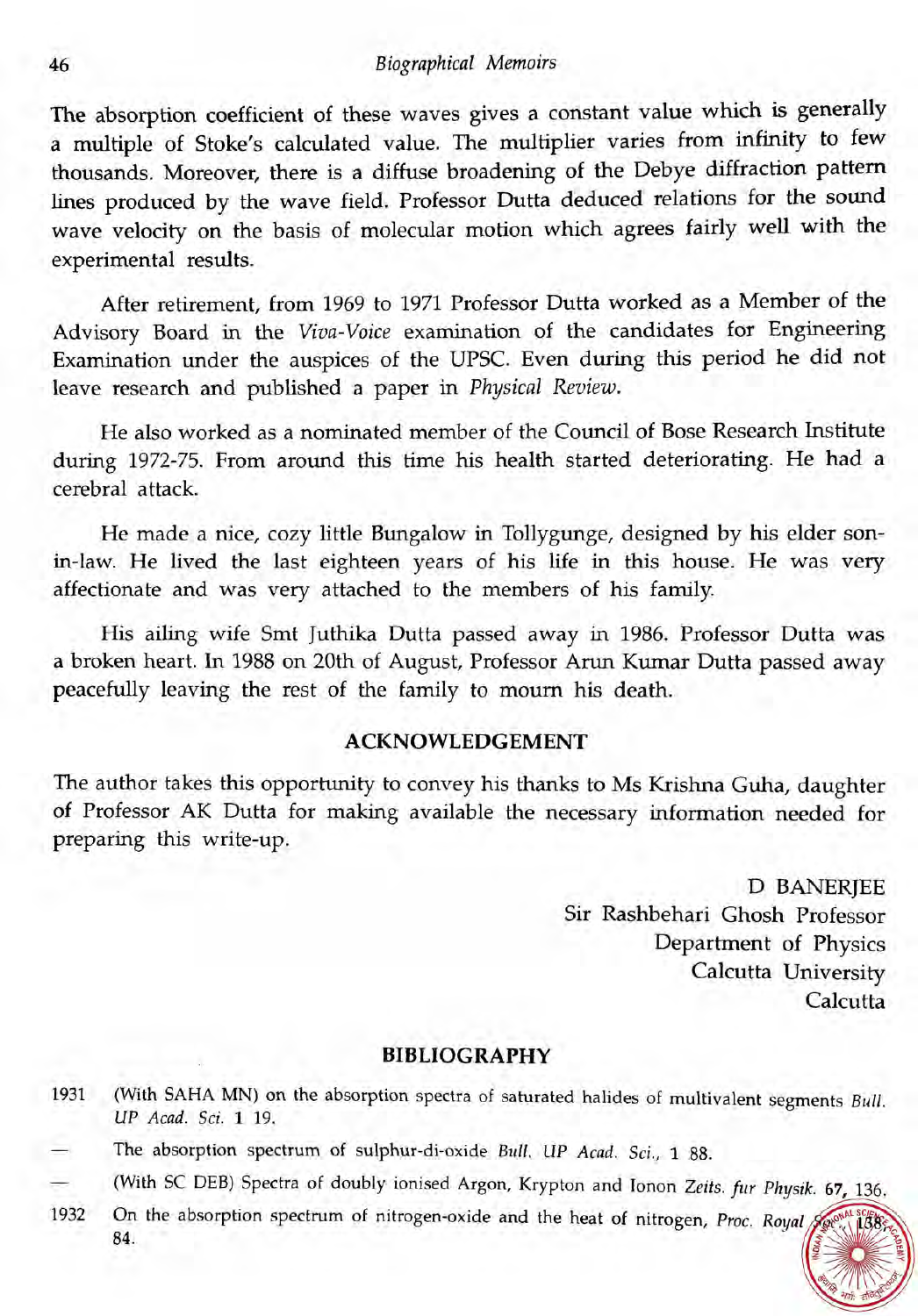The absorption coefficient of these waves gives a constant value which is generally a multiple of Stoke's calculated value. The multiplier varies from infinity to few thousands. Moreover, there is a diffuse broadening of the Debye diffraction pattern lines produced by the wave field. Professor Dutta deduced relations for the sound wave velocity on the basis of molecular motion which agrees fairly well with the experimental results.

After retirement, from 1969 to 1971 Professor Dutta worked as a Member of the Advisory Board in the *Viva-Voice* examination of the candidates for Engineering Examination under the auspices of the UPSC. Even during this period he did not leave research and published a paper in *Physical Review*.

He also worked as a nominated member of the Council of Bose Research Institute during 1972-75. From around this time his health started deteriorating. He had a cerebral attack.

He made a nice, cozy little Bungalow in Tollygunge, designed by his elder son-in-law. He lived the last eighteen years of his life in this house. He was very affectionate and was very attached to the members of his family.

His ailing wife Smt Juthika Dutta passed away in 1986. Professor Dutta was a broken heart. In 1988 on 20th of August, Professor Arun Kumar Dutta passed away peacefully leaving the rest of the family to mourn his death.

## ACKNOWLEDGEMENT

The author takes this opportunity to convey his thanks to Ms Krishna Guha, daughter of Professor AK Dutta for making available the necessary information needed for preparing this write-up.

D BANERJEE
Sir Rashbehari Ghosh Professor
Department of Physics
Calcutta University
Calcutta

## BIBLIOGRAPHY

1931 (With SAHA MN) on the absorption spectra of saturated halides of multivalent segments *Bull. UP Acad. Sci.* **1** 19.

— The absorption spectrum of sulphur-di-oxide *Bull. UP Acad. Sci.*, 1 88.

— (With SC DEB) Spectra of doubly ionised Argon, Krypton and Ionon *Zeits. fur Physik*. **67**, 136.

1932 On the absorption spectrum of nitrogen-oxide and the heat of nitrogen, *Proc. Royal Soc.* **138**, 84.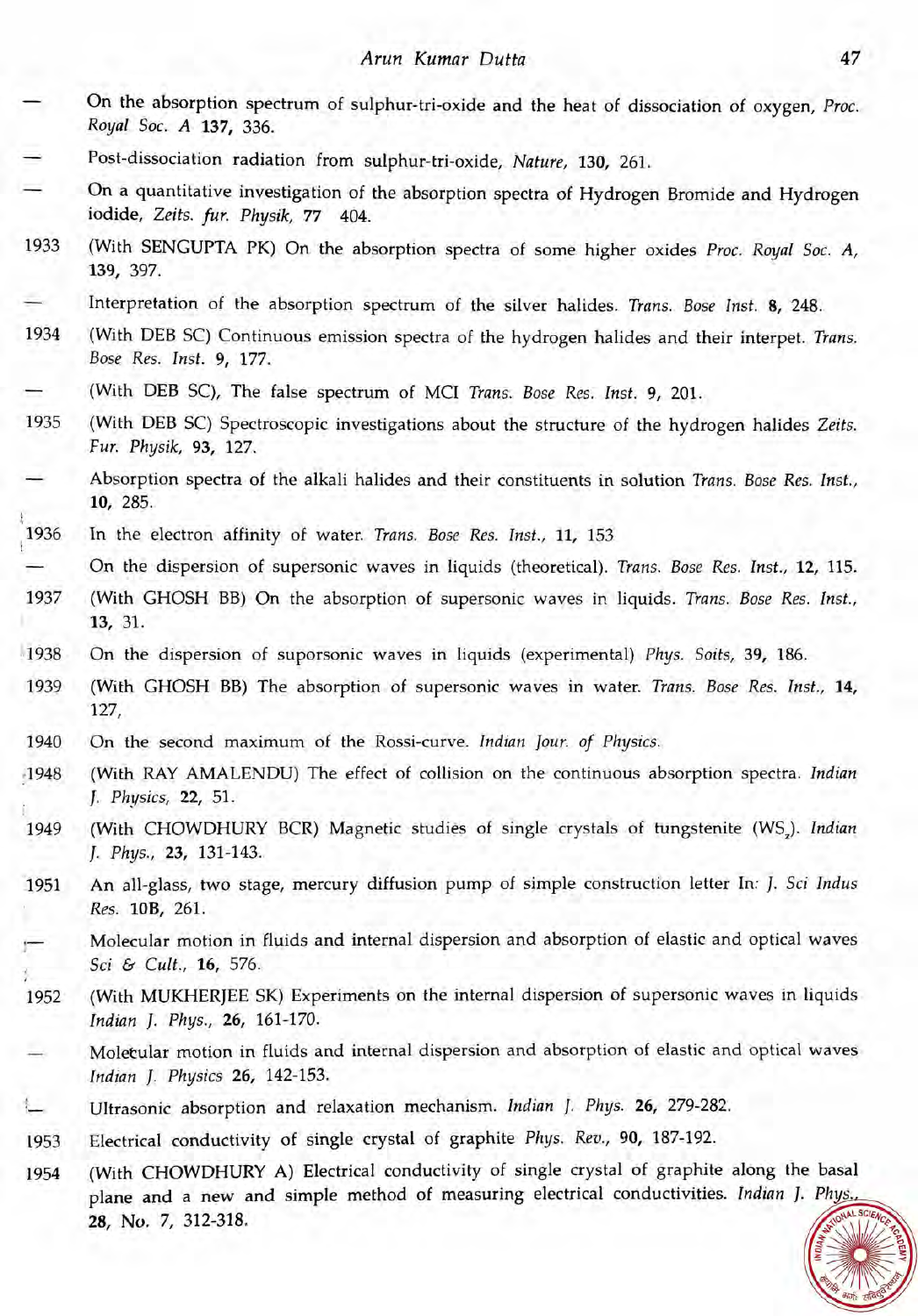— On the absorption spectrum of sulphur-tri-oxide and the heat of dissociation of oxygen, *Proc. Royal Soc. A* **137,** 336.

— Post-dissociation radiation from sulphur-tri-oxide, *Nature,* **130,** 261.

— On a quantitative investigation of the absorption spectra of Hydrogen Bromide and Hydrogen iodide, *Zeits. fur. Physik,* **77** 404.

1933 (With SENGUPTA PK) On the absorption spectra of some higher oxides *Proc. Royal Soc. A,* **139,** 397.

— Interpretation of the absorption spectrum of the silver halides. *Trans. Bose Inst.* **8,** 248.

1934 (With DEB SC) Continuous emission spectra of the hydrogen halides and their interpet. *Trans. Bose Res. Inst.* **9,** 177.

— (With DEB SC), The false spectrum of MCI *Trans. Bose Res. Inst.* **9,** 201.

1935 (With DEB SC) Spectroscopic investigations about the structure of the hydrogen halides *Zeits. Fur. Physik,* **93,** 127.

— Absorption spectra of the alkali halides and their constituents in solution *Trans. Bose Res. Inst.,* **10,** 285.

1936 In the electron affinity of water. *Trans. Bose Res. Inst.,* **11,** 153

— On the dispersion of supersonic waves in liquids (theoretical). *Trans. Bose Res. Inst.,* **12,** 115.

1937 (With GHOSH BB) On the absorption of supersonic waves in liquids. *Trans. Bose Res. Inst.,* **13,** 31.

1938 On the dispersion of suporsonic waves in liquids (experimental) *Phys. Soits,* **39,** 186.

1939 (With GHOSH BB) The absorption of supersonic waves in water. *Trans. Bose Res. Inst.,* **14,** 127,

1940 On the second maximum of the Rossi-curve. *Indian Jour. of Physics.*

1948 (With RAY AMALENDU) The effect of collision on the continuous absorption spectra. *Indian J. Physics,* **22,** 51.

1949 (With CHOWDHURY BCR) Magnetic studies of single crystals of tungstenite ($WS_2$). *Indian J. Phys.,* **23,** 131-143.

1951 An all-glass, two stage, mercury diffusion pump of simple construction letter In: *J. Sci Indus Res.* **10B,** 261.

— Molecular motion in fluids and internal dispersion and absorption of elastic and optical waves *Sci & Cult.,* **16,** 576.

1952 (With MUKHERJEE SK) Experiments on the internal dispersion of supersonic waves in liquids *Indian J. Phys.,* **26,** 161-170.

— Molecular motion in fluids and internal dispersion and absorption of elastic and optical waves *Indian J. Physics* **26,** 142-153.

— Ultrasonic absorption and relaxation mechanism. *Indian J. Phys.* **26,** 279-282.

1953 Electrical conductivity of single crystal of graphite *Phys. Rev.,* **90,** 187-192.

1954 (With CHOWDHURY A) Electrical conductivity of single crystal of graphite along the basal plane and a new and simple method of measuring electrical conductivities. *Indian J. Phys.,* **28,** No. 7, 312-318.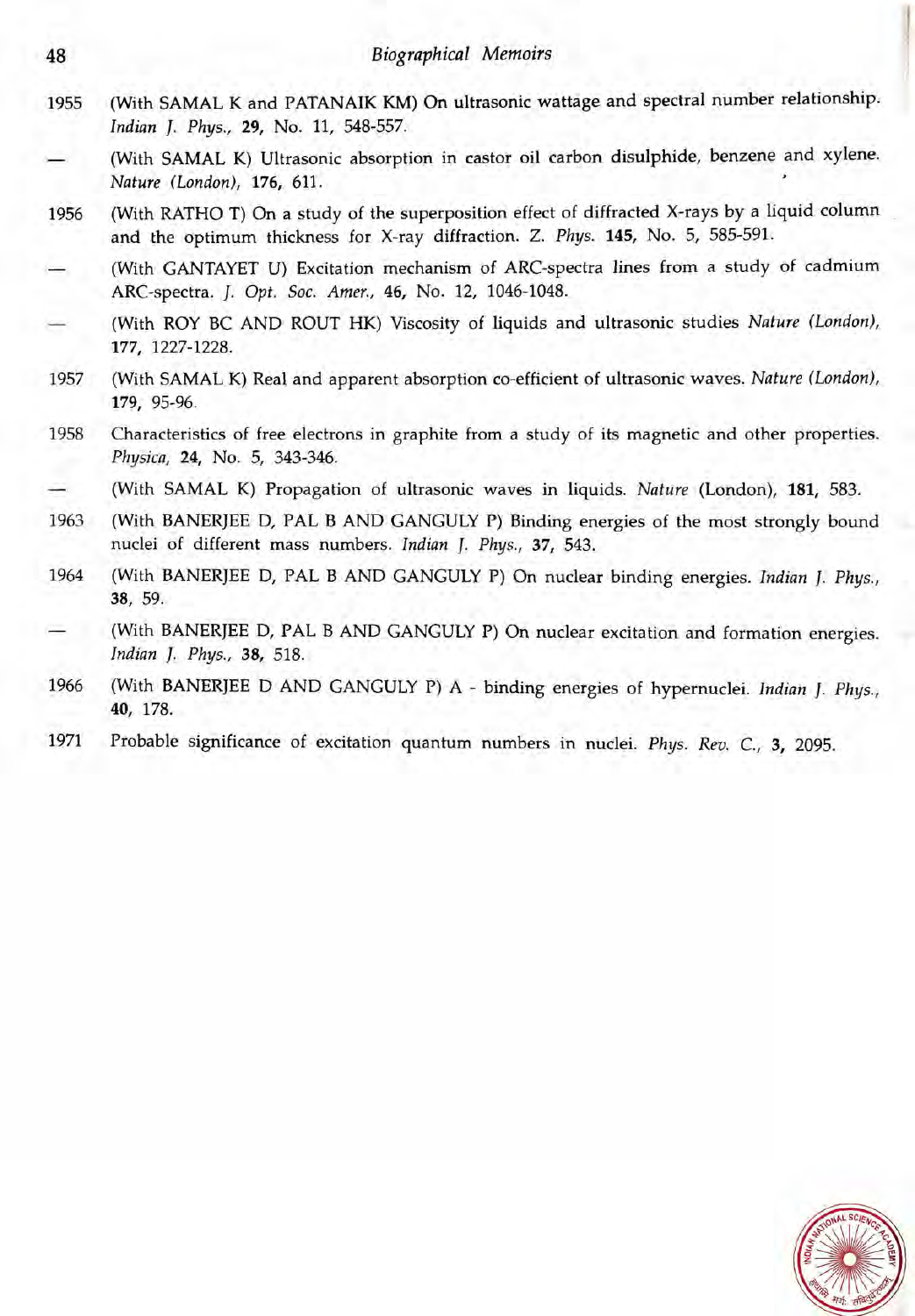1955 (With SAMAL K and PATANAIK KM) On ultrasonic wattage and spectral number relationship. *Indian J. Phys.*, **29**, No. 11, 548-557.

— (With SAMAL K) Ultrasonic absorption in castor oil carbon disulphide, benzene and xylene. *Nature (London)*, **176**, 611.

1956 (With RATHO T) On a study of the superposition effect of diffracted X-rays by a liquid column and the optimum thickness for X-ray diffraction. *Z. Phys.* **145**, No. 5, 585-591.

— (With GANTAYET U) Excitation mechanism of ARC-spectra lines from a study of cadmium ARC-spectra. *J. Opt. Soc. Amer.*, **46**, No. 12, 1046-1048.

— (With ROY BC AND ROUT HK) Viscosity of liquids and ultrasonic studies *Nature (London)*, **177**, 1227-1228.

1957 (With SAMAL K) Real and apparent absorption co-efficient of ultrasonic waves. *Nature (London)*, **179**, 95-96.

1958 Characteristics of free electrons in graphite from a study of its magnetic and other properties. *Physica*, **24**, No. 5, 343-346.

— (With SAMAL K) Propagation of ultrasonic waves in liquids. *Nature* (London), **181**, 583.

1963 (With BANERJEE D, PAL B AND GANGULY P) Binding energies of the most strongly bound nuclei of different mass numbers. *Indian J. Phys.*, **37**, 543.

1964 (With BANERJEE D, PAL B AND GANGULY P) On nuclear binding energies. *Indian J. Phys.*, **38**, 59.

— (With BANERJEE D, PAL B AND GANGULY P) On nuclear excitation and formation energies. *Indian J. Phys.*, **38**, 518.

1966 (With BANERJEE D AND GANGULY P) Λ - binding energies of hypernuclei. *Indian J. Phys.*, **40**, 178.

1971 Probable significance of excitation quantum numbers in nuclei. *Phys. Rev. C.*, **3**, 2095.